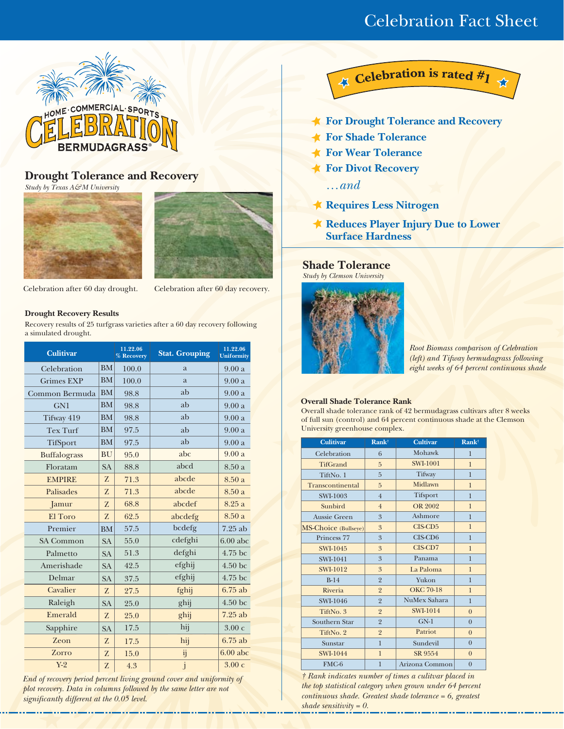# Celebration Fact Sheet

HOME · COMMERCIAL · SPORTS CELEBRATION BERMUDAGRASS®

## Drought Tolerance and Recovery

*Study by Texas A&M University*

Celebration after 60 day drought.

Celebration after 60 day recovery.

### Drought Recovery Results

Recovery results of 25 turfgrass varieties after a 60 day recovery following a simulated drought.

| Culitivar | | 11.22.06 % Recovery | Stat. Grouping | 11.22.06 Uniformity |
|---|---|---|---|---|
| Celebration | BM | 100.0 | a | 9.00 a |
| Grimes EXP | BM | 100.0 | a | 9.00 a |
| Common Bermuda | BM | 98.8 | ab | 9.00 a |
| GN1 | BM | 98.8 | ab | 9.00 a |
| Tifway 419 | BM | 98.8 | ab | 9.00 a |
| Tex Turf | BM | 97.5 | ab | 9.00 a |
| TifSport | BM | 97.5 | ab | 9.00 a |
| Buffalograss | BU | 95.0 | abc | 9.00 a |
| Floratam | SA | 88.8 | abcd | 8.50 a |
| EMPIRE | Z | 71.3 | abcde | 8.50 a |
| Palisades | Z | 71.3 | abcde | 8.50 a |
| Jamur | Z | 68.8 | abcdef | 8.25 a |
| El Toro | Z | 62.5 | abcdefg | 8.50 a |
| Premier | BM | 57.5 | bcdefg | 7.25 ab |
| SA Common | SA | 55.0 | cdefghi | 6.00 abc |
| Palmetto | SA | 51.3 | defghi | 4.75 bc |
| Amerishade | SA | 42.5 | efghij | 4.50 bc |
| Delmar | SA | 37.5 | efghij | 4.75 bc |
| Cavalier | Z | 27.5 | fghij | 6.75 ab |
| Raleigh | SA | 25.0 | ghij | 4.50 bc |
| Emerald | Z | 25.0 | ghij | 7.25 ab |
| Sapphire | SA | 17.5 | hij | 3.00 c |
| Zeon | Z | 17.5 | hij | 6.75 ab |
| Zorro | Z | 15.0 | ij | 6.00 abc |
| Y-2 | Z | 4.3 | j | 3.00 c |

*End of recovery period percent living ground cover and uniformity of plot recovery. Data in columns followed by the same letter are not significantly different at the 0.05 level.*

## Celebration is rated #1

- **For Drought Tolerance and Recovery**
- **For Shade Tolerance**
- **For Wear Tolerance**
- **For Divot Recovery**

*…and*

- **Requires Less Nitrogen**
- **Reduces Player Injury Due to Lower Surface Hardness**

## Shade Tolerance

*Study by Clemson University*

*Root Biomass comparison of Celebration (left) and Tifway bermudagrass following eight weeks of 64 percent continuous shade*

### Overall Shade Tolerance Rank

Overall shade tolerance rank of 42 bermudagrass cultivars after 8 weeks of full sun (control) and 64 percent continuous shade at the Clemson University greenhouse complex.

| Cultivar | Rank† | Cultivar | Rank† |
|---|---|---|---|
| Celebration | 6 | Mohawk | 1 |
| TifGrand | 5 | SWI-1001 | 1 |
| TiftNo. 1 | 5 | Tifway | 1 |
| Transcontinental | 5 | Midlawn | 1 |
| SWI-1003 | 4 | Tifsport | 1 |
| Sunbird | 4 | OR 2002 | 1 |
| Aussie Green | 3 | Ashmore | 1 |
| MS-Choice (Bullseye) | 3 | CIS-CD5 | 1 |
| Princess 77 | 3 | CIS-CD6 | 1 |
| SWI-1045 | 3 | CIS-CD7 | 1 |
| SWI-1041 | 3 | Panama | 1 |
| SWI-1012 | 3 | La Paloma | 1 |
| B-14 | 2 | Yukon | 1 |
| Riveria | 2 | OKC 70-18 | 1 |
| SWI-1046 | 2 | NuMex Sahara | 1 |
| TiftNo. 3 | 2 | SWI-1014 | 0 |
| Southern Star | 2 | GN-1 | 0 |
| TiftNo. 2 | 2 | Patriot | 0 |
| Sunstar | 1 | Sundevil | 0 |
| SWI-1044 | 1 | SR 9554 | 0 |
| FMC-6 | 1 | Arizona Common | 0 |

*† Rank indicates number of times a cultivar placed in the top statistical category when grown under 64 percent continuous shade. Greatest shade tolerance = 6, greatest shade sensitivity = 0.*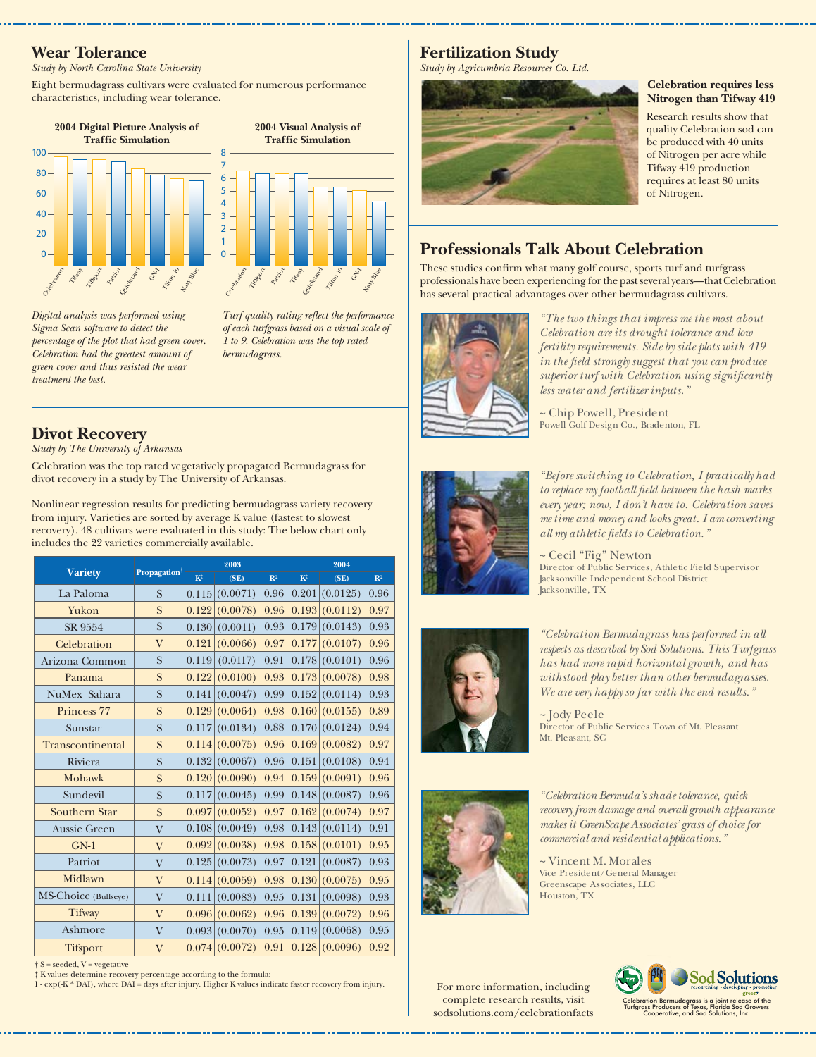## Wear Tolerance

*Study by North Carolina State University*

Eight bermudagrass cultivars were evaluated for numerous performance characteristics, including wear tolerance.

**2004 Digital Picture Analysis of Traffic Simulation**

100
80
60
40
20
0

Celebration, Tifway, TifSport, Patriot, Quickstand, GN-1, Tifton 10, Navy Blue

*Digital analysis was performed using Sigma Scan software to detect the percentage of the plot that had green cover. Celebration had the greatest amount of green cover and thus resisted the wear treatment the best.*

**2004 Visual Analysis of Traffic Simulation**

8
7
6
5
4
3
2
1
0

Celebration, TifSport, Patriot, Tifway, Quickstand, Tifton 10, GN-1, Navy Blue

*Turf quality rating reflect the performance of each turfgrass based on a visual scale of 1 to 9. Celebration was the top rated bermudagrass.*

## Divot Recovery

*Study by The University of Arkansas*

Celebration was the top rated vegetatively propagated Bermudagrass for divot recovery in a study by The University of Arkansas.

Nonlinear regression results for predicting bermudagrass variety recovery from injury. Varieties are sorted by average K value (fastest to slowest recovery). 48 cultivars were evaluated in this study: The below chart only includes the 22 varieties commercially available.

| Variety | Propagation† | 2003 | | | 2004 | | |
|---|---|---|---|---|---|---|---|
| | | K‡ | (SE) | $R^2$ | K‡ | (SE) | $R^2$ |
| La Paloma | S | 0.115 | (0.0071) | 0.96 | 0.201 | (0.0125) | 0.96 |
| Yukon | S | 0.122 | (0.0078) | 0.96 | 0.193 | (0.0112) | 0.97 |
| SR 9554 | S | 0.130 | (0.0011) | 0.93 | 0.179 | (0.0143) | 0.93 |
| Celebration | V | 0.121 | (0.0066) | 0.97 | 0.177 | (0.0107) | 0.96 |
| Arizona Common | S | 0.119 | (0.0117) | 0.91 | 0.178 | (0.0101) | 0.96 |
| Panama | S | 0.122 | (0.0100) | 0.93 | 0.173 | (0.0078) | 0.98 |
| NuMex Sahara | S | 0.141 | (0.0047) | 0.99 | 0.152 | (0.0114) | 0.93 |
| Princess 77 | S | 0.129 | (0.0064) | 0.98 | 0.160 | (0.0155) | 0.89 |
| Sunstar | S | 0.117 | (0.0134) | 0.88 | 0.170 | (0.0124) | 0.94 |
| Transcontinental | S | 0.114 | (0.0075) | 0.96 | 0.169 | (0.0082) | 0.97 |
| Riviera | S | 0.132 | (0.0067) | 0.96 | 0.151 | (0.0108) | 0.94 |
| Mohawk | S | 0.120 | (0.0090) | 0.94 | 0.159 | (0.0091) | 0.96 |
| Sundevil | S | 0.117 | (0.0045) | 0.99 | 0.148 | (0.0087) | 0.96 |
| Southern Star | S | 0.097 | (0.0052) | 0.97 | 0.162 | (0.0074) | 0.97 |
| Aussie Green | V | 0.108 | (0.0049) | 0.98 | 0.143 | (0.0114) | 0.91 |
| GN-1 | V | 0.092 | (0.0038) | 0.98 | 0.158 | (0.0101) | 0.95 |
| Patriot | V | 0.125 | (0.0073) | 0.97 | 0.121 | (0.0087) | 0.93 |
| Midlawn | V | 0.114 | (0.0059) | 0.98 | 0.130 | (0.0075) | 0.95 |
| MS-Choice (Bullseye) | V | 0.111 | (0.0083) | 0.95 | 0.131 | (0.0098) | 0.93 |
| Tifway | V | 0.096 | (0.0062) | 0.96 | 0.139 | (0.0072) | 0.96 |
| Ashmore | V | 0.093 | (0.0070) | 0.95 | 0.119 | (0.0068) | 0.95 |
| Tifsport | V | 0.074 | (0.0072) | 0.91 | 0.128 | (0.0096) | 0.92 |

† S = seeded, V = vegetative

‡ K values determine recovery percentage according to the formula:
$1 - \exp(-K * DAI)$, where DAI = days after injury. Higher K values indicate faster recovery from injury.

## Fertilization Study

*Study by Agricumbria Resources Co. Ltd.*

**Celebration requires less Nitrogen than Tifway 419**

Research results show that quality Celebration sod can be produced with 40 units of Nitrogen per acre while Tifway 419 production requires at least 80 units of Nitrogen.

## Professionals Talk About Celebration

These studies confirm what many golf course, sports turf and turfgrass professionals have been experiencing for the past several years—that Celebration has several practical advantages over other bermudagrass cultivars.

*"The two things that impress me the most about Celebration are its drought tolerance and low fertility requirements. Side by side plots with 419 in the field strongly suggest that you can produce superior turf with Celebration using significantly less water and fertilizer inputs."*

~ Chip Powell, President
Powell Golf Design Co., Bradenton, FL

*"Before switching to Celebration, I practically had to replace my football field between the hash marks every year; now, I don't have to. Celebration saves me time and money and looks great. I am converting all my athletic fields to Celebration."*

~ Cecil "Fig" Newton
Director of Public Services, Athletic Field Supervisor
Jacksonville Independent School District
Jacksonville, TX

*"Celebration Bermudagrass has performed in all respects as described by Sod Solutions. This Turfgrass has had more rapid horizontal growth, and has withstood play better than other bermudagrasses. We are very happy so far with the end results."*

~ Jody Peele
Director of Public Services Town of Mt. Pleasant
Mt. Pleasant, SC

*"Celebration Bermuda's shade tolerance, quick recovery from damage and overall growth appearance makes it GreenScape Associates' grass of choice for commercial and residential applications."*

~ Vincent M. Morales
Vice President/General Manager
Greenscape Associates, LLC
Houston, TX

For more information, including complete research results, visit sodsolutions.com/celebrationfacts

Sod Solutions — researching • developing • promoting green

Celebration Bermudagrass is a joint release of the Turfgrass Producers of Texas, Florida Sod Growers Cooperative, and Sod Solutions, Inc.